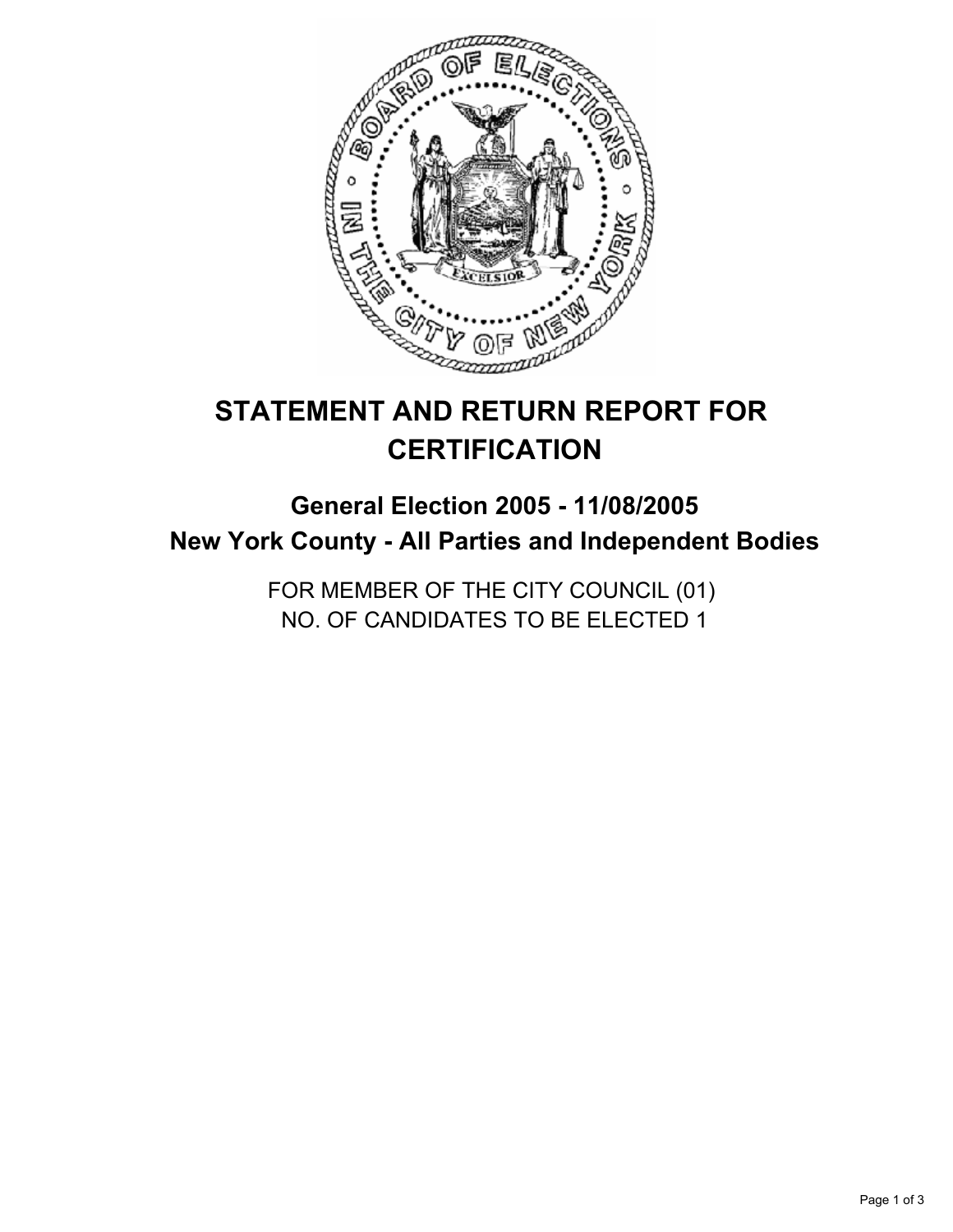# STATEMENT AND RETURN REPORT FOR CERTIFICATION

## General Election 2005 - 11/08/2005
## New York County - All Parties and Independent Bodies

FOR MEMBER OF THE CITY COUNCIL (01)
NO. OF CANDIDATES TO BE ELECTED 1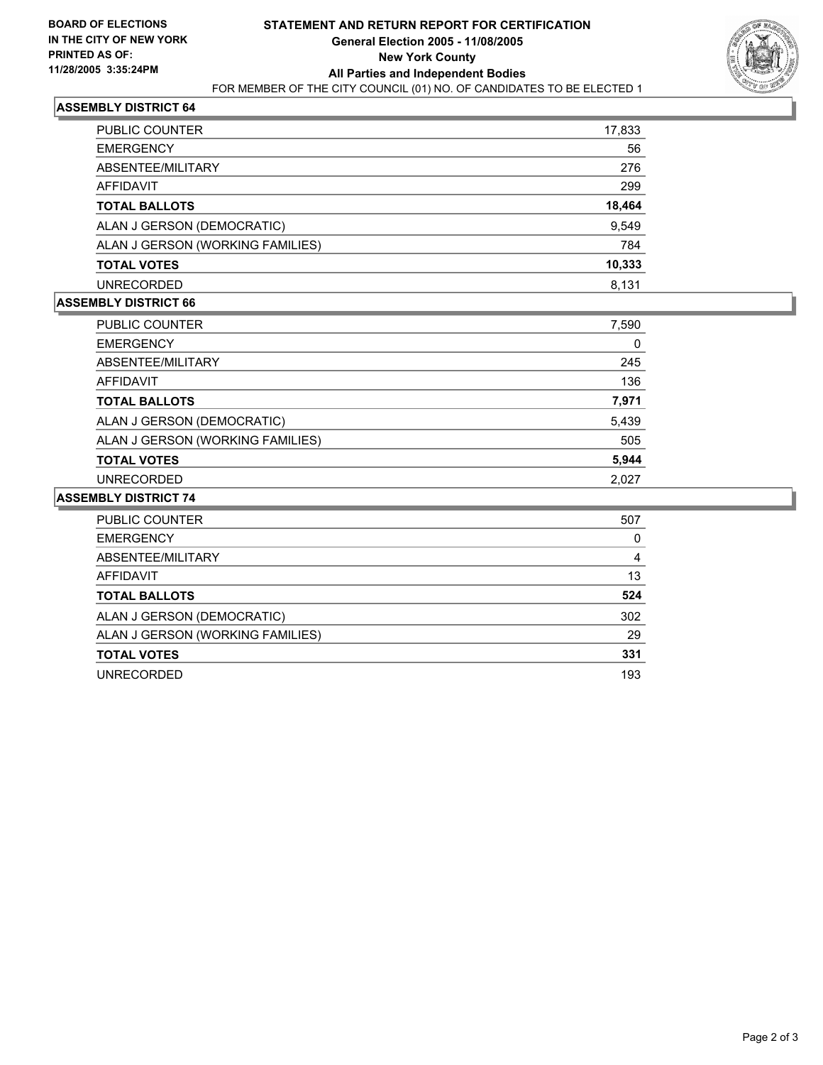**BOARD OF ELECTIONS IN THE CITY OF NEW YORK PRINTED AS OF: 11/28/2005 3:35:24PM**

# STATEMENT AND RETURN REPORT FOR CERTIFICATION
## General Election 2005 - 11/08/2005
## New York County
## All Parties and Independent Bodies

FOR MEMBER OF THE CITY COUNCIL (01) NO. OF CANDIDATES TO BE ELECTED 1

### ASSEMBLY DISTRICT 64

| | |
|---|---|
| PUBLIC COUNTER | 17,833 |
| EMERGENCY | 56 |
| ABSENTEE/MILITARY | 276 |
| AFFIDAVIT | 299 |
| **TOTAL BALLOTS** | **18,464** |
| ALAN J GERSON (DEMOCRATIC) | 9,549 |
| ALAN J GERSON (WORKING FAMILIES) | 784 |
| **TOTAL VOTES** | **10,333** |
| UNRECORDED | 8,131 |

### ASSEMBLY DISTRICT 66

| | |
|---|---|
| PUBLIC COUNTER | 7,590 |
| EMERGENCY | 0 |
| ABSENTEE/MILITARY | 245 |
| AFFIDAVIT | 136 |
| **TOTAL BALLOTS** | **7,971** |
| ALAN J GERSON (DEMOCRATIC) | 5,439 |
| ALAN J GERSON (WORKING FAMILIES) | 505 |
| **TOTAL VOTES** | **5,944** |
| UNRECORDED | 2,027 |

### ASSEMBLY DISTRICT 74

| | |
|---|---|
| PUBLIC COUNTER | 507 |
| EMERGENCY | 0 |
| ABSENTEE/MILITARY | 4 |
| AFFIDAVIT | 13 |
| **TOTAL BALLOTS** | **524** |
| ALAN J GERSON (DEMOCRATIC) | 302 |
| ALAN J GERSON (WORKING FAMILIES) | 29 |
| **TOTAL VOTES** | **331** |
| UNRECORDED | 193 |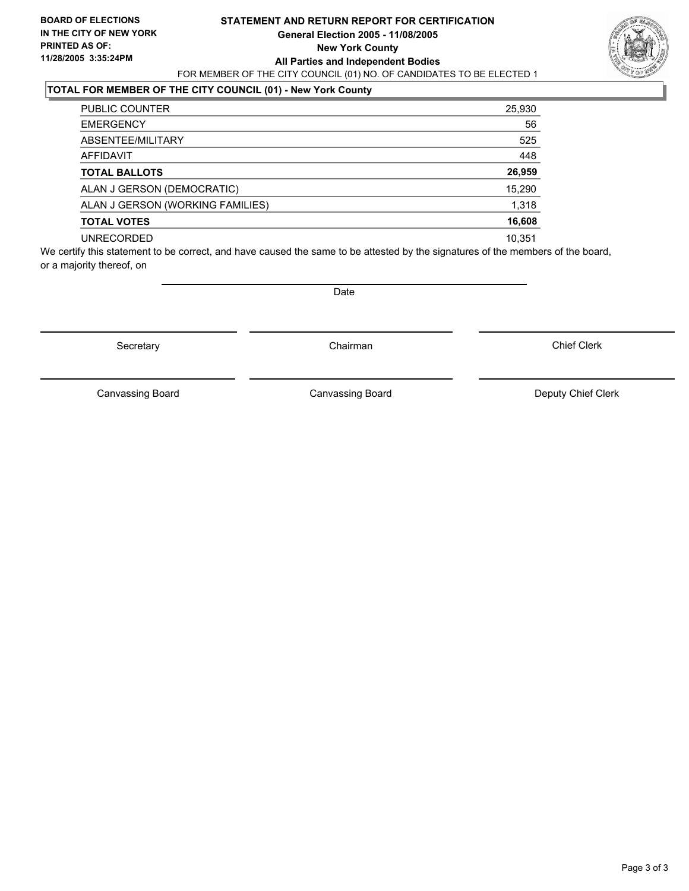**BOARD OF ELECTIONS IN THE CITY OF NEW YORK PRINTED AS OF: 11/28/2005 3:35:24PM**

# STATEMENT AND RETURN REPORT FOR CERTIFICATION
## General Election 2005 - 11/08/2005
## New York County
## All Parties and Independent Bodies

FOR MEMBER OF THE CITY COUNCIL (01) NO. OF CANDIDATES TO BE ELECTED 1

### TOTAL FOR MEMBER OF THE CITY COUNCIL (01) - New York County

| | |
|---|---|
| PUBLIC COUNTER | 25,930 |
| EMERGENCY | 56 |
| ABSENTEE/MILITARY | 525 |
| AFFIDAVIT | 448 |
| **TOTAL BALLOTS** | **26,959** |
| ALAN J GERSON (DEMOCRATIC) | 15,290 |
| ALAN J GERSON (WORKING FAMILIES) | 1,318 |
| **TOTAL VOTES** | **16,608** |
| UNRECORDED | 10,351 |

We certify this statement to be correct, and have caused the same to be attested by the signatures of the members of the board, or a majority thereof, on

Date

Secretary | Chairman | Chief Clerk

Canvassing Board | Canvassing Board | Deputy Chief Clerk